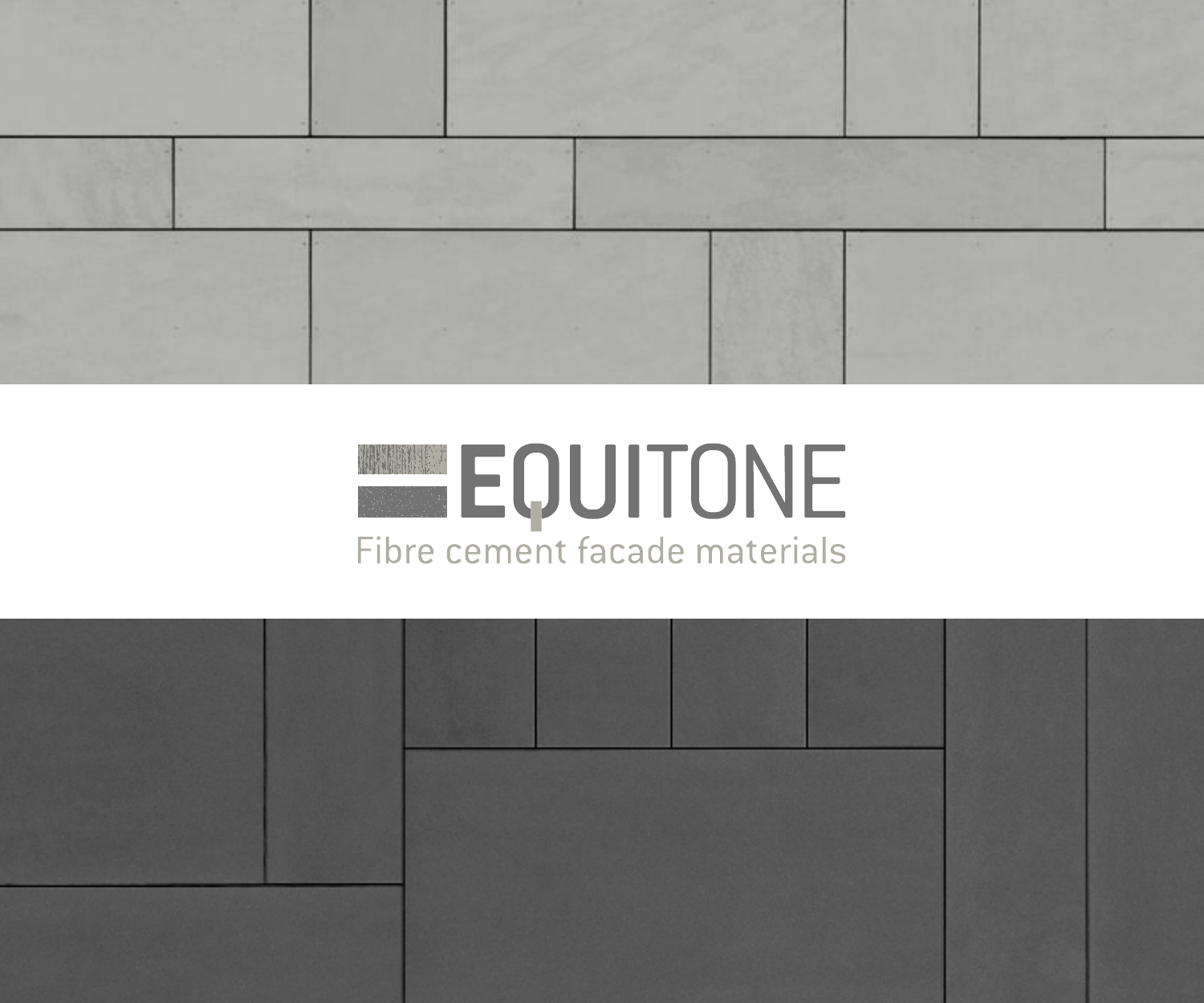# EQUITONE

Fibre cement facade materials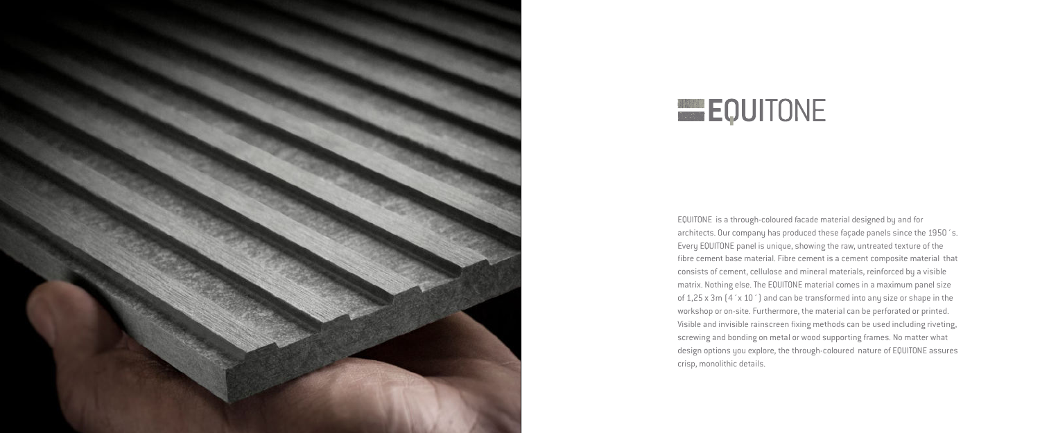# EQUITONE

EQUITONE is a through-coloured facade material designed by and for architects. Our company has produced these façade panels since the 1950´s. Every EQUITONE panel is unique, showing the raw, untreated texture of the fibre cement base material. Fibre cement is a cement composite material that consists of cement, cellulose and mineral materials, reinforced by a visible matrix. Nothing else. The EQUITONE material comes in a maximum panel size of 1,25 x 3m (4´x 10´) and can be transformed into any size or shape in the workshop or on-site. Furthermore, the material can be perforated or printed. Visible and invisible rainscreen fixing methods can be used including riveting, screwing and bonding on metal or wood supporting frames. No matter what design options you explore, the through-coloured nature of EQUITONE assures crisp, monolithic details.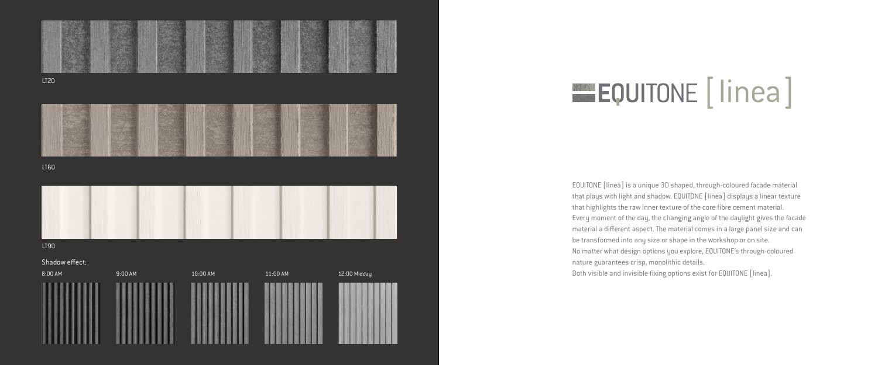LT20

LT60

LT90

Shadow effect:

8:00 AM

9:00 AM

10:00 AM

11:00 AM

12:00 Midday

# EQUITONE [linea]

EQUITONE [linea] is a unique 3D shaped, through-coloured facade material that plays with light and shadow. EQUITONE [linea] displays a linear texture that highlights the raw inner texture of the core fibre cement material. Every moment of the day, the changing angle of the daylight gives the facade material a different aspect. The material comes in a large panel size and can be transformed into any size or shape in the workshop or on site. No matter what design options you explore, EQUITONE's through-coloured nature guarantees crisp, monolithic details.
Both visible and invisible fixing options exist for EQUITONE [linea].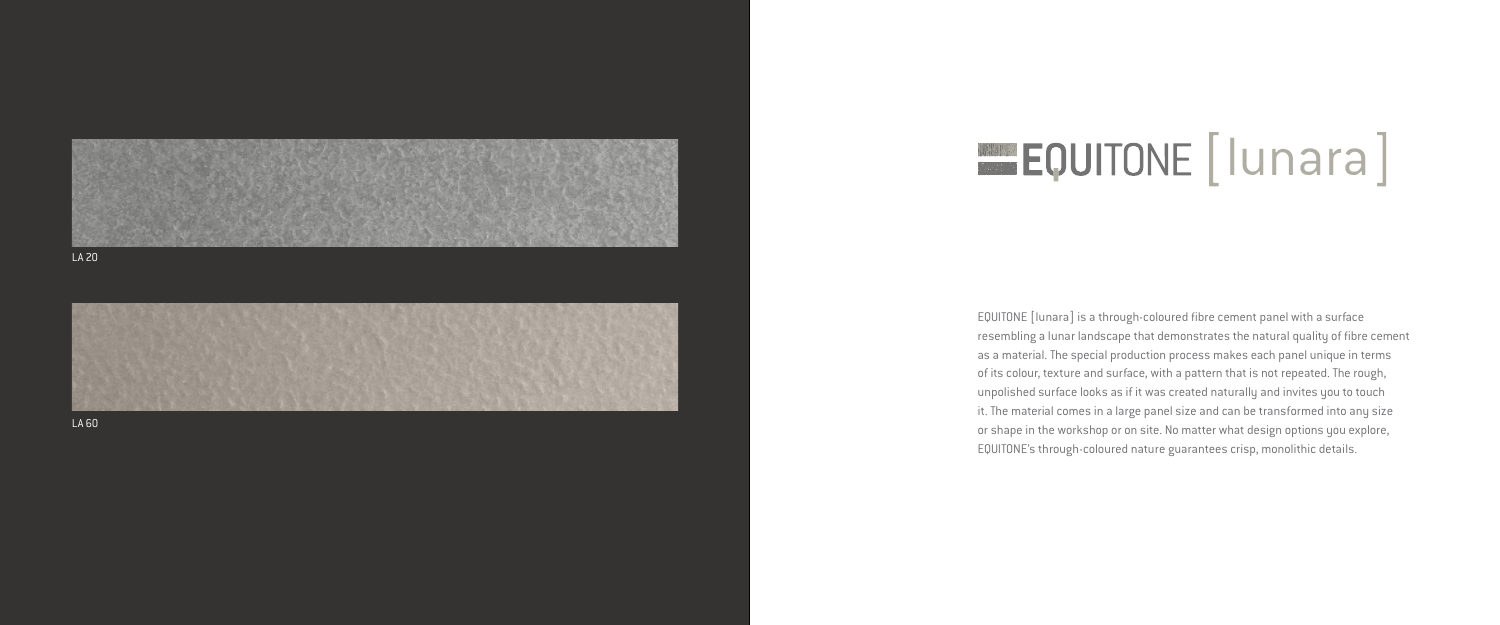LA 20

LA 60

# EQUITONE [lunara]

EQUITONE [lunara] is a through-coloured fibre cement panel with a surface resembling a lunar landscape that demonstrates the natural quality of fibre cement as a material. The special production process makes each panel unique in terms of its colour, texture and surface, with a pattern that is not repeated. The rough, unpolished surface looks as if it was created naturally and invites you to touch it. The material comes in a large panel size and can be transformed into any size or shape in the workshop or on site. No matter what design options you explore, EQUITONE's through-coloured nature guarantees crisp, monolithic details.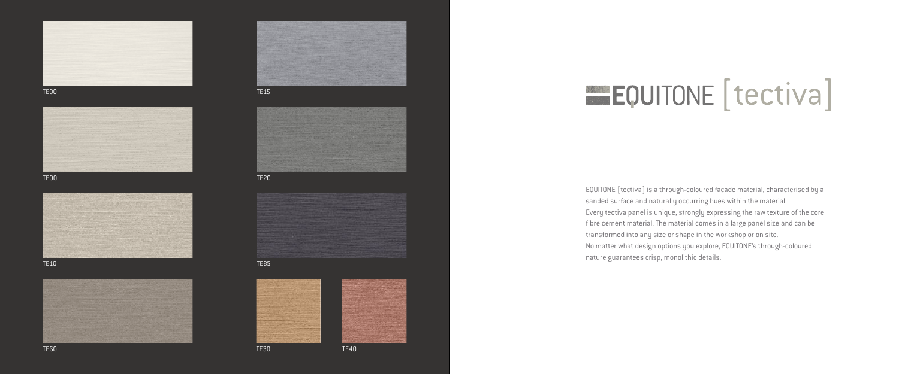TE90

TE15

TE00

TE20

TE10

TE85

TE60

TE30

TE40

# EQUITONE [tectiva]

EQUITONE [tectiva] is a through-coloured facade material, characterised by a sanded surface and naturally occurring hues within the material. Every tectiva panel is unique, strongly expressing the raw texture of the core fibre cement material. The material comes in a large panel size and can be transformed into any size or shape in the workshop or on site. No matter what design options you explore, EQUITONE's through-coloured nature guarantees crisp, monolithic details.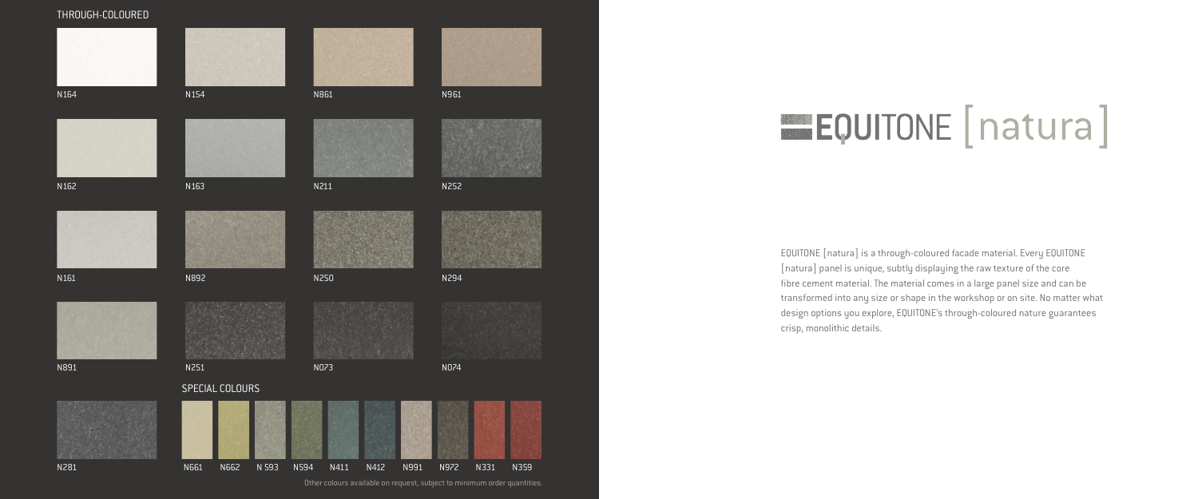THROUGH-COLOURED

N164

N154

N861

N961

N162

N163

N211

N252

N161

N892

N250

N294

N891

N251

N073

N074

N281

SPECIAL COLOURS

N661 N662 N 593 N594 N411 N412 N991 N972 N331 N359

Other colours available on request, subject to minimum order quantities.

# EQUITONE [natura]

EQUITONE [natura] is a through-coloured facade material. Every EQUITONE [natura] panel is unique, subtly displaying the raw texture of the core fibre cement material. The material comes in a large panel size and can be transformed into any size or shape in the workshop or on site. No matter what design options you explore, EQUITONE's through-coloured nature guarantees crisp, monolithic details.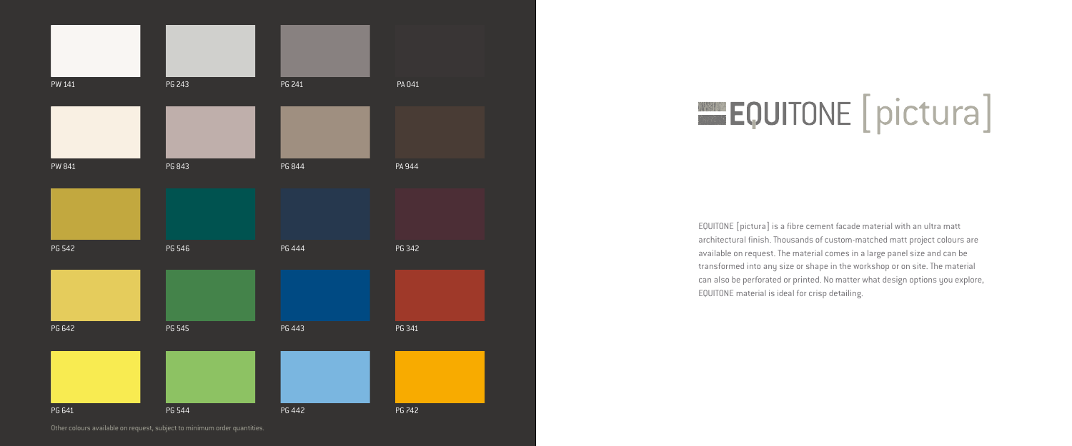PW 141

PG 243

PG 241

PA 041

PW 841

PG 843

PG 844

PA 944

PG 542

PG 546

PG 444

PG 342

PG 642

PG 545

PG 443

PG 341

PG 641

PG 544

PG 442

PG 742

Other colours available on request, subject to minimum order quantities.

# EQUITONE [pictura]

EQUITONE [pictura] is a fibre cement facade material with an ultra matt architectural finish. Thousands of custom-matched matt project colours are available on request. The material comes in a large panel size and can be transformed into any size or shape in the workshop or on site. The material can also be perforated or printed. No matter what design options you explore, EQUITONE material is ideal for crisp detailing.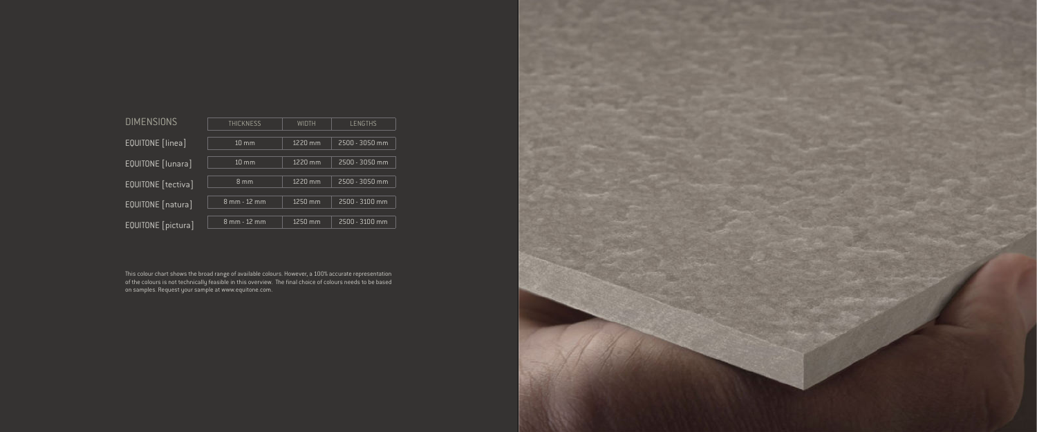| DIMENSIONS | THICKNESS | WIDTH | LENGTHS |
|---|---|---|---|
| EQUITONE [linea] | 10 mm | 1220 mm | 2500 - 3050 mm |
| EQUITONE [lunara] | 10 mm | 1220 mm | 2500 - 3050 mm |
| EQUITONE [tectiva] | 8 mm | 1220 mm | 2500 - 3050 mm |
| EQUITONE [natura] | 8 mm - 12 mm | 1250 mm | 2500 - 3100 mm |
| EQUITONE [pictura] | 8 mm - 12 mm | 1250 mm | 2500 - 3100 mm |

This colour chart shows the broad range of available colours. However, a 100% accurate representation of the colours is not technically feasible in this overview. The final choice of colours needs to be based on samples. Request your sample at www.equitone.com.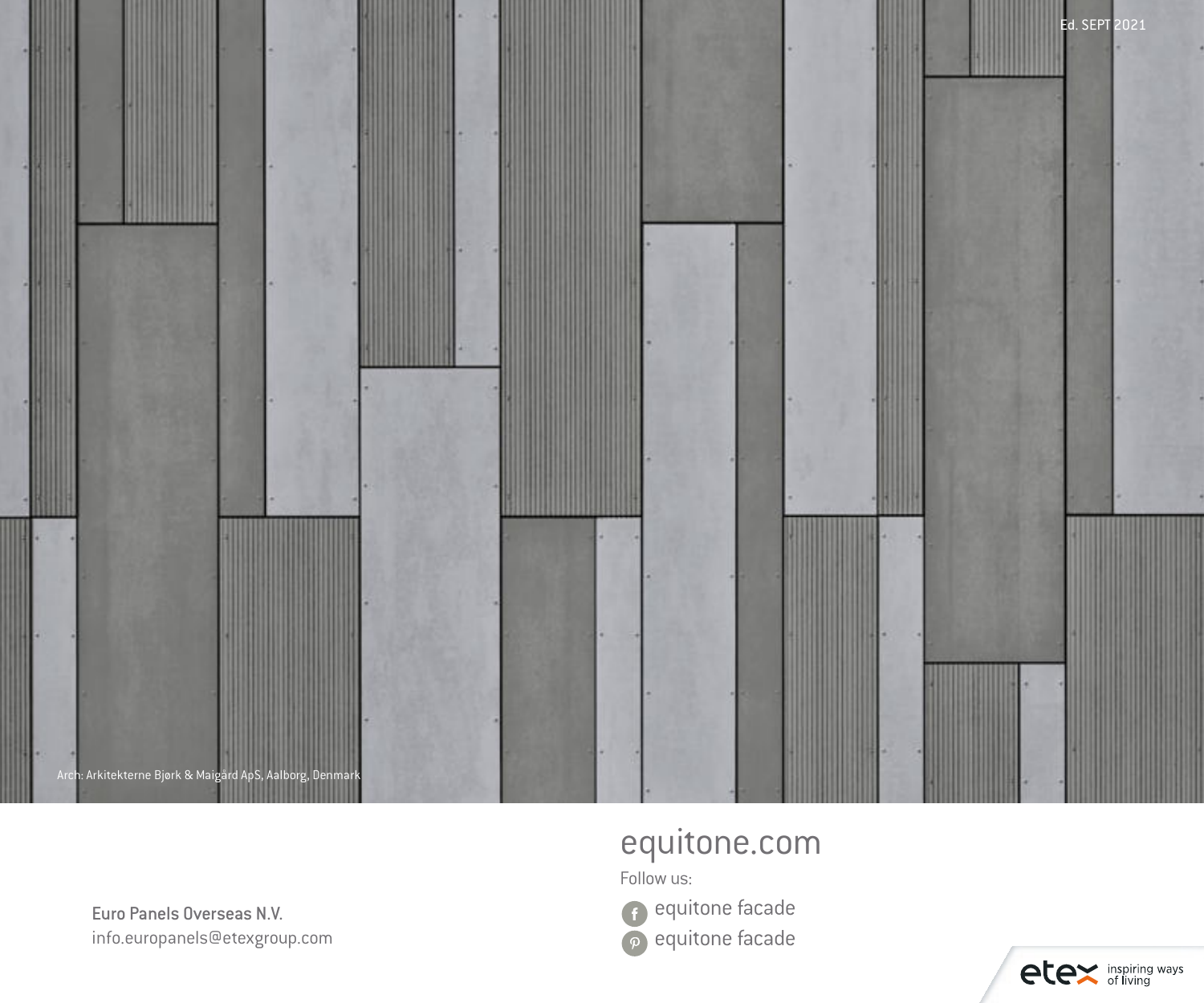Ed. SEPT 2021

Arch: Arkitekterne Bjørk & Maigård ApS, Aalborg, Denmark

equitone.com

Follow us:

equitone facade

equitone facade

Euro Panels Overseas N.V.
info.europanels@etexgroup.com

etex inspiring ways of living